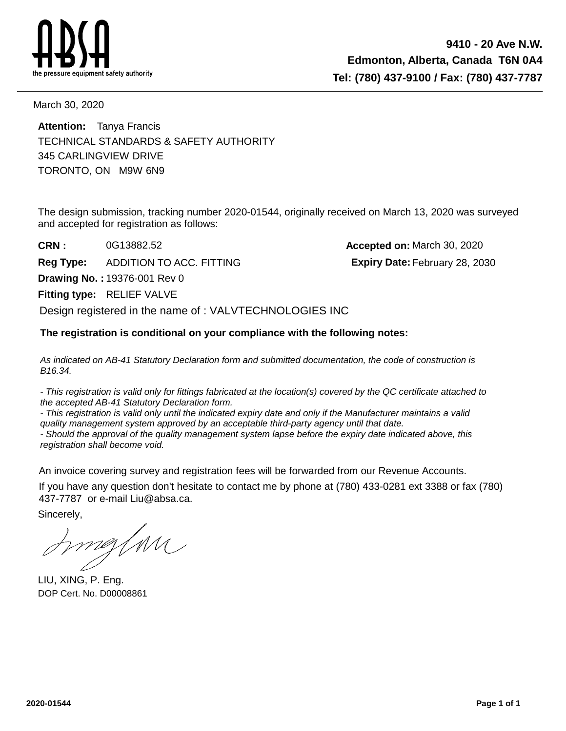ABSA
the pressure equipment safety authority

**9410 - 20 Ave N.W.**
**Edmonton, Alberta, Canada T6N 0A4**
**Tel: (780) 437-9100 / Fax: (780) 437-7787**

March 30, 2020

**Attention:** Tanya Francis
TECHNICAL STANDARDS & SAFETY AUTHORITY
345 CARLINGVIEW DRIVE
TORONTO, ON M9W 6N9

The design submission, tracking number 2020-01544, originally received on March 13, 2020 was surveyed and accepted for registration as follows:

**CRN :** 0G13882.52
**Accepted on:** March 30, 2020
**Reg Type:** ADDITION TO ACC. FITTING
**Expiry Date:** February 28, 2030
**Drawing No. :** 19376-001 Rev 0
**Fitting type:** RELIEF VALVE

Design registered in the name of : VALVTECHNOLOGIES INC

**The registration is conditional on your compliance with the following notes:**

*As indicated on AB-41 Statutory Declaration form and submitted documentation, the code of construction is B16.34.*

*- This registration is valid only for fittings fabricated at the location(s) covered by the QC certificate attached to the accepted AB-41 Statutory Declaration form.*
*- This registration is valid only until the indicated expiry date and only if the Manufacturer maintains a valid quality management system approved by an acceptable third-party agency until that date.*
*- Should the approval of the quality management system lapse before the expiry date indicated above, this registration shall become void.*

An invoice covering survey and registration fees will be forwarded from our Revenue Accounts.

If you have any question don't hesitate to contact me by phone at (780) 433-0281 ext 3388 or fax (780) 437-7787 or e-mail Liu@absa.ca.

Sincerely,

LIU, XING, P. Eng.
DOP Cert. No. D00008861

2020-01544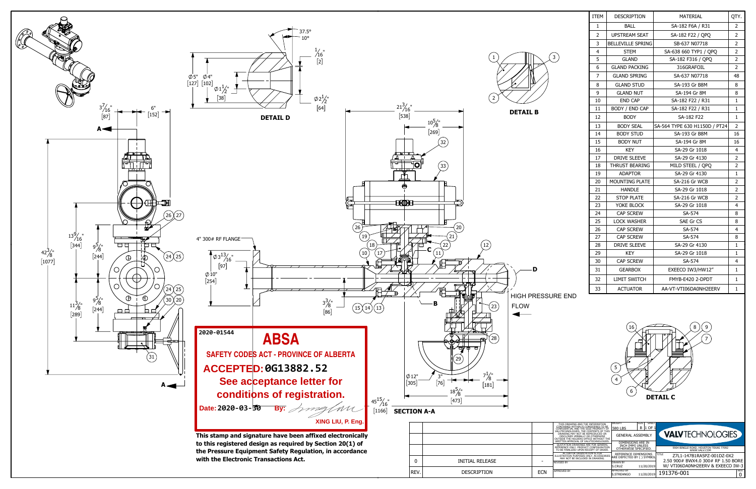| ITEM | DESCRIPTION | MATERIAL | QTY. |
| --- | --- | --- | --- |
| 1 | BALL | SA-182 F6A / R31 | 2 |
| 2 | UPSTREAM SEAT | SA-182 F22 / QPQ | 2 |
| 3 | BELLEVILLE SPRING | SB-637 N07718 | 2 |
| 4 | STEM | SA-638 660 TYP1 / QPQ | 2 |
| 5 | GLAND | SA-182 F316 / QPQ | 2 |
| 6 | GLAND PACKING | 316GRAFOIL | 2 |
| 7 | GLAND SPRING | SA-637 N07718 | 48 |
| 8 | GLAND STUD | SA-193 Gr B8M | 8 |
| 9 | GLAND NUT | SA-194 Gr 8M | 8 |
| 10 | END CAP | SA-182 F22 / R31 | 1 |
| 11 | BODY / END CAP | SA-182 F22 / R31 | 1 |
| 12 | BODY | SA-182 F22 | 1 |
| 13 | BODY SEAL | SA-564 TYPE 630 H1150D / PT24 | 2 |
| 14 | BODY STUD | SA-193 Gr B8M | 16 |
| 15 | BODY NUT | SA-194 Gr 8M | 16 |
| 16 | KEY | SA-29 Gr 1018 | 4 |
| 17 | DRIVE SLEEVE | SA-29 Gr 4130 | 2 |
| 18 | THRUST BEARING | MILD STEEL / QPQ | 2 |
| 19 | ADAPTOR | SA-29 Gr 4130 | 1 |
| 20 | MOUNTING PLATE | SA-216 Gr WCB | 2 |
| 21 | HANDLE | SA-29 Gr 1018 | 2 |
| 22 | STOP PLATE | SA-216 Gr WCB | 2 |
| 23 | YOKE BLOCK | SA-29 Gr 1018 | 4 |
| 24 | CAP SCREW | SA-574 | 8 |
| 25 | LOCK WASHER | SAE Gr CS | 8 |
| 26 | CAP SCREW | SA-574 | 4 |
| 27 | CAP SCREW | SA-574 | 8 |
| 28 | DRIVE SLEEVE | SA-29 Gr 4130 | 1 |
| 29 | KEY | SA-29 Gr 1018 | 1 |
| 30 | CAP SCREW | SA-574 | 4 |
| 31 | GEARBOX | EXEECO IW3/HW12" | 1 |
| 32 | LIMIT SWITCH | FMYB-E420 2-DPDT | 1 |
| 33 | ACTUATOR | AA-VT-VTI06DA0NH2EERV | 1 |

DETAIL D

DETAIL B

DETAIL C

SECTION A-A

4" 300# RF FLANGE

HIGH PRESSURE END

FLOW

2020-01544

**ABSA**

**SAFETY CODES ACT - PROVINCE OF ALBERTA**

**ACCEPTED: 0G13882.52**

**See acceptance letter for conditions of registration.**

**Date: 2020-03-30 By:** XING LIU, P. Eng.

**This stamp and signature have been affixed electronically to this registered design as required by Section 20(1) of the Pressure Equipment Safety Regulation, in accordance with the Electronic Transactions Act.**

| REV. | DESCRIPTION | ECN |
| --- | --- | --- |
| 0 | INITIAL RELEASE | - |

THIS DRAWING AND THE INFORMATION CONTAINED WITHIN IS CONSIDERED TO BE CONFIDENTIAL AND THE SOLE PROPERTY OF VALVTECHNOLOGIES. THE CONTENTS OF THIS DRAWING MAY NOT BE REPRODUCED OR DISCLOSED VERBALLY OR OTHERWISE OUTSIDE THE HOLDERS OFFICE WITHOUT THE WRITTEN APPROVAL OF VALVTECHNOLOGIES. QUOTATION DRAWINGS ARE FOR GENERAL REFERENCE ONLY. PRODUCT CONFIGURATION TO BE FINALIZED UPON RECEIPT OF ORDER. ACTUATOR ORIENTATION IS FOR ILLUSTRATION PURPOSES ONLY. ACCESSORIES MAY NOT BE INCLUDED IN DRAWING.

WEIGHT: 580 LBS | SIZE: B | SHEET: 1 OF 1

GENERAL ASSEMBLY

DIMENSIONS ARE IN INCH [MM] UNLESS OTHERWISE SPECIFIED.

REFERENCE DIMENSIONS ARE DEPICTED BY ( ) SYMBOL

DRAWN BY: S.CRUZ 11/20/2019

APPROVED BY: S.STREANGO 11/20/2019

**VALVTECHNOLOGIES**

5904 BINGLE ROAD, HOUSTON TEXAS 77092 WWW.VALV.COM

TITLE: Z7L1-147B1RA5PZ-001DZ-0X2 2.50 900# BWX4.0 300# RF 1.50 BORE W/ VTI06DA0NH2EERV & EXEECO IW-3

191376-001 REV 0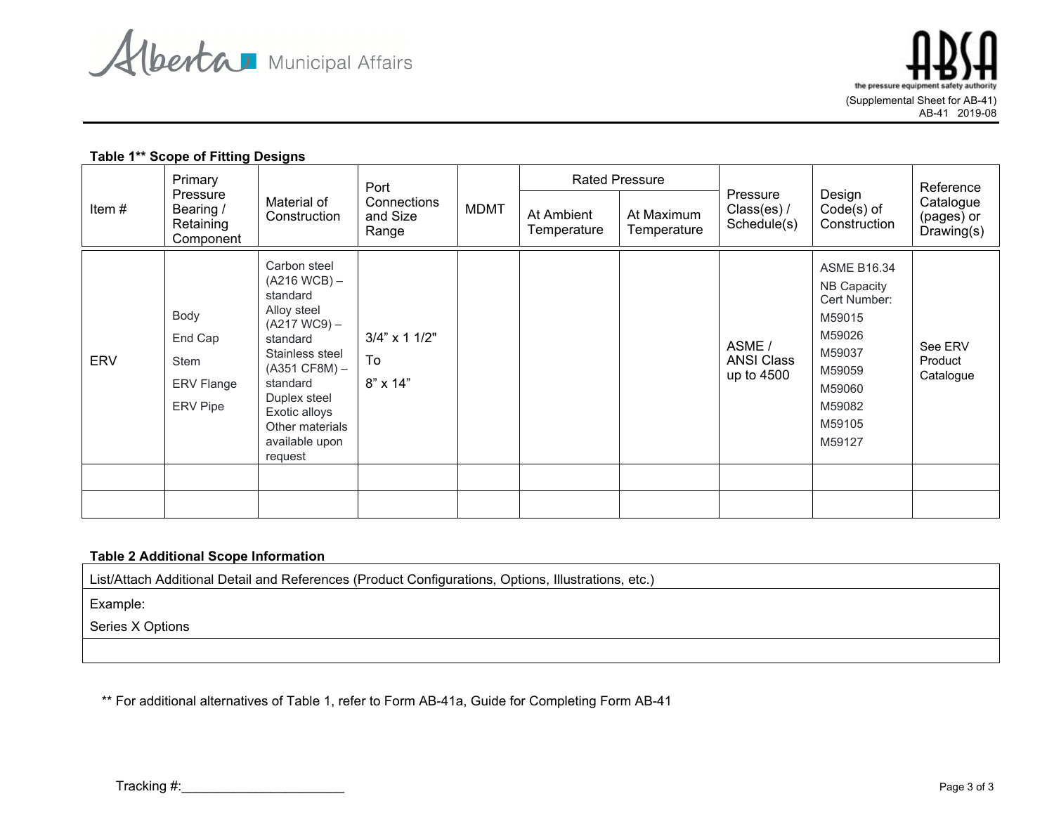Alberta Municipal Affairs

ABSA the pressure equipment safety authority

(Supplemental Sheet for AB-41)
AB-41 2019-08

**Table 1\*\* Scope of Fitting Designs**

| Item # | Primary Pressure Bearing / Retaining Component | Material of Construction | Port Connections and Size Range | MDMT | Rated Pressure | | Pressure Class(es) / Schedule(s) | Design Code(s) of Construction | Reference Catalogue (pages) or Drawing(s) |
|---|---|---|---|---|---|---|---|---|---|
| | | | | | At Ambient Temperature | At Maximum Temperature | | | |
| ERV | Body<br>End Cap<br>Stem<br>ERV Flange<br>ERV Pipe | Carbon steel (A216 WCB) – standard<br>Alloy steel (A217 WC9) – standard<br>Stainless steel (A351 CF8M) – standard<br>Duplex steel<br>Exotic alloys<br>Other materials available upon request | 3/4" x 1 1/2"<br>To<br>8" x 14" | | | | ASME / ANSI Class up to 4500 | ASME B16.34<br>NB Capacity Cert Number:<br>M59015<br>M59026<br>M59037<br>M59059<br>M59060<br>M59082<br>M59105<br>M59127 | See ERV Product Catalogue |
| | | | | | | | | | |
| | | | | | | | | | |

**Table 2 Additional Scope Information**

| List/Attach Additional Detail and References (Product Configurations, Options, Illustrations, etc.) |
|---|
| Example:<br>Series X Options |
| |

\*\* For additional alternatives of Table 1, refer to Form AB-41a, Guide for Completing Form AB-41

Tracking #:______________________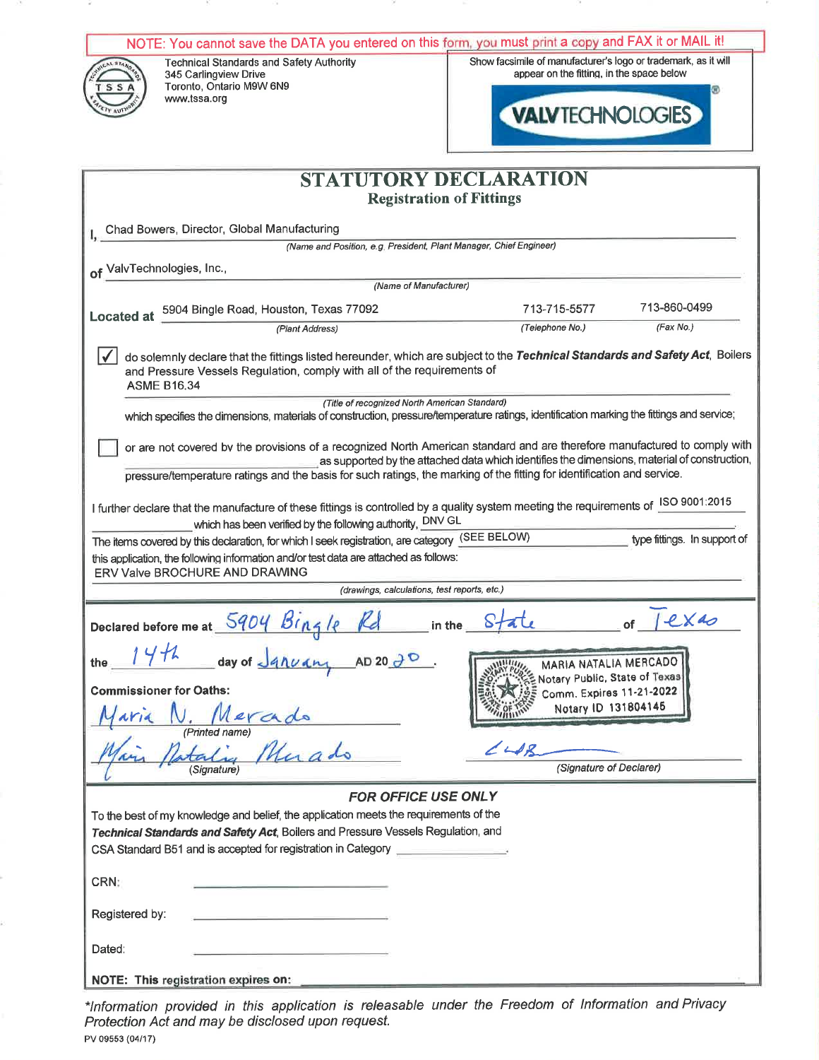NOTE: You cannot save the DATA you entered on this form, you must print a copy and FAX it or MAIL it!

Technical Standards and Safety Authority
345 Carlingview Drive
Toronto, Ontario M9W 6N9
www.tssa.org

Show facsimile of manufacturer's logo or trademark, as it will appear on the fitting, in the space below

VALVTECHNOLOGIES®

# STATUTORY DECLARATION

## Registration of Fittings

I, Chad Bowers, Director, Global Manufacturing
*(Name and Position, e.g. President, Plant Manager, Chief Engineer)*

of ValvTechnologies, Inc.,
*(Name of Manufacturer)*

Located at 5904 Bingle Road, Houston, Texas 77092 — 713-715-5577 — 713-860-0499
*(Plant Address)* *(Telephone No.)* *(Fax No.)*

☑ do solemnly declare that the fittings listed hereunder, which are subject to the ***Technical Standards and Safety Act***, Boilers and Pressure Vessels Regulation, comply with all of the requirements of ASME B16.34
*(Title of recognized North American Standard)*
which specifies the dimensions, materials of construction, pressure/temperature ratings, identification marking the fittings and service;

☐ or are not covered by the provisions of a recognized North American standard and are therefore manufactured to comply with ______________ as supported by the attached data which identifies the dimensions, material of construction, pressure/temperature ratings and the basis for such ratings, the marking of the fitting for identification and service.

I further declare that the manufacture of these fittings is controlled by a quality system meeting the requirements of ISO 9001:2015 which has been verified by the following authority, DNV GL.

The items covered by this declaration, for which I seek registration, are category (SEE BELOW) type fittings. In support of this application, the following information and/or test data are attached as follows:
ERV Valve BROCHURE AND DRAWING
*(drawings, calculations, test reports, etc.)*

Declared before me at 5904 Bingle Rd in the State of Texas

the 14th day of January AD 2020.

**Commissioner for Oaths:**

Maria N. Mercado
(Printed name)

Maria Natalia Mercado
(Signature)

MARIA NATALIA MERCADO
Notary Public, State of Texas
Comm. Expires 11-21-2022
Notary ID 131804146

(Signature of Declarer)

### *FOR OFFICE USE ONLY*

To the best of my knowledge and belief, the application meets the requirements of the ***Technical Standards and Safety Act***, Boilers and Pressure Vessels Regulation, and CSA Standard B51 and is accepted for registration in Category __________.

CRN: __________

Registered by: __________

Dated: __________

**NOTE: This registration expires on:** __________

*\*Information provided in this application is releasable under the Freedom of Information and Privacy Protection Act and may be disclosed upon request.*

PV 09553 (04/17)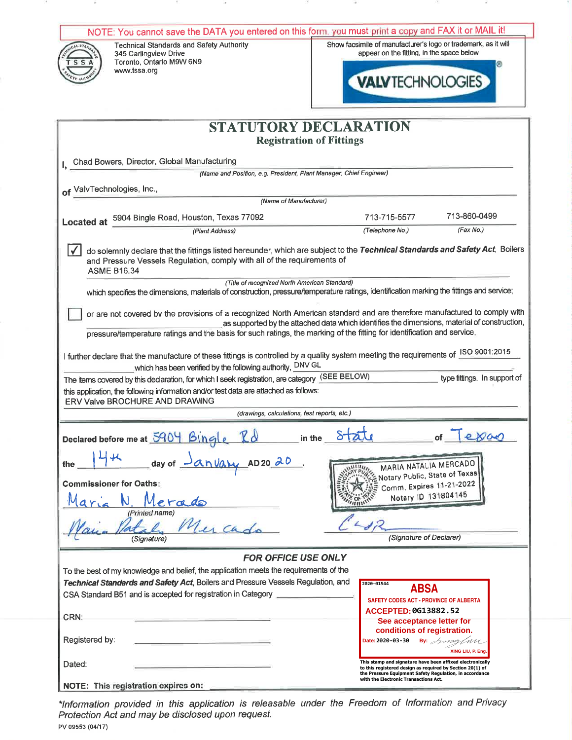NOTE: You cannot save the DATA you entered on this form, you must print a copy and FAX it or MAIL it!

Technical Standards and Safety Authority
345 Carlingview Drive
Toronto, Ontario M9W 6N9
www.tssa.org

Show facsimile of manufacturer's logo or trademark, as it will appear on the fitting, in the space below

VALVTECHNOLOGIES®

# STATUTORY DECLARATION

## Registration of Fittings

I, Chad Bowers, Director, Global Manufacturing
*(Name and Position, e.g. President, Plant Manager, Chief Engineer)*

of ValvTechnologies, Inc.,
*(Name of Manufacturer)*

**Located at** 5904 Bingle Road, Houston, Texas 77092 — 713-715-5577 — 713-860-0499
*(Plant Address)* *(Telephone No.)* *(Fax No.)*

☑ do solemnly declare that the fittings listed hereunder, which are subject to the ***Technical Standards and Safety Act***, Boilers and Pressure Vessels Regulation, comply with all of the requirements of
ASME B16.34
*(Title of recognized North American Standard)*
which specifies the dimensions, materials of construction, pressure/temperature ratings, identification marking the fittings and service;

☐ or are not covered by the provisions of a recognized North American standard and are therefore manufactured to comply with \_\_\_\_\_\_\_\_ as supported by the attached data which identifies the dimensions, material of construction, pressure/temperature ratings and the basis for such ratings, the marking of the fitting for identification and service.

I further declare that the manufacture of these fittings is controlled by a quality system meeting the requirements of ISO 9001:2015 which has been verified by the following authority, DNV GL.

The items covered by this declaration, for which I seek registration, are category (SEE BELOW) type fittings. In support of this application, the following information and/or test data are attached as follows:
ERV Valve BROCHURE AND DRAWING
*(drawings, calculations, test reports, etc.)*

**Declared before me at** 5904 Bingle Rd **in the** State **of** Texas

**the** 14th **day of** January **AD 20** 20.

MARIA NATALIA MERCADO
Notary Public, State of Texas
Comm. Expires 11-21-2022
Notary ID 131804145

**Commissioner for Oaths:**
Maria N. Mercado
(Printed name)

[Signature]
(Signature)

[Signature]
(Signature of Declarer)

***FOR OFFICE USE ONLY***

To the best of my knowledge and belief, the application meets the requirements of the ***Technical Standards and Safety Act***, Boilers and Pressure Vessels Regulation, and CSA Standard B51 and is accepted for registration in Category \_\_\_\_\_\_\_\_

CRN: \_\_\_\_\_\_\_\_

Registered by: \_\_\_\_\_\_\_\_

Dated: \_\_\_\_\_\_\_\_

**NOTE: This registration expires on:** \_\_\_\_\_\_\_\_

2020-01544
**ABSA**
SAFETY CODES ACT - PROVINCE OF ALBERTA
ACCEPTED: 0G13882.52
See acceptance letter for conditions of registration.
Date: 2020-03-30 By: [Signature]
XING LIU, P. Eng.
This stamp and signature have been affixed electronically to this registered design as required by Section 20(1) of the Pressure Equipment Safety Regulation, in accordance with the Electronic Transactions Act.

*\*Information provided in this application is releasable under the Freedom of Information and Privacy Protection Act and may be disclosed upon request.*

PV 09553 (04/17)